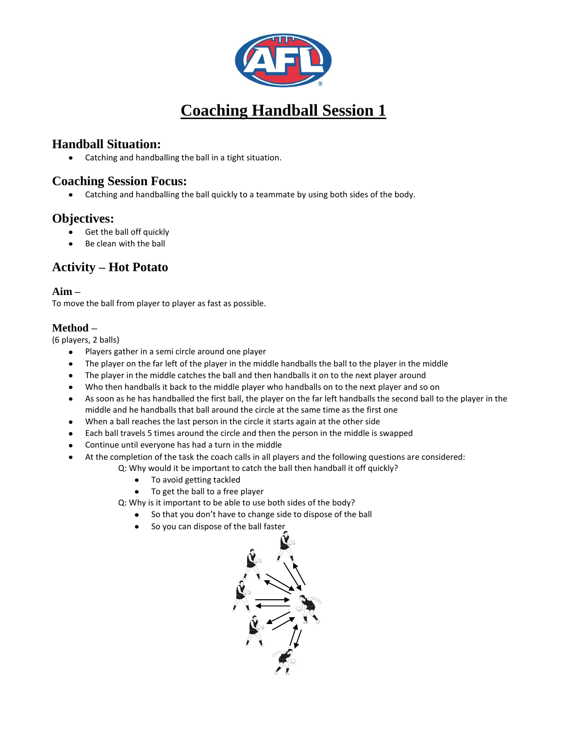# Coaching Handball Session 1

## Handball Situation:

- Catching and handballing the ball in a tight situation.

## Coaching Session Focus:

- Catching and handballing the ball quickly to a teammate by using both sides of the body.

## Objectives:

- Get the ball off quickly
- Be clean with the ball

## Activity – Hot Potato

### Aim –

To move the ball from player to player as fast as possible.

### Method –

(6 players, 2 balls)

- Players gather in a semi circle around one player
- The player on the far left of the player in the middle handballs the ball to the player in the middle
- The player in the middle catches the ball and then handballs it on to the next player around
- Who then handballs it back to the middle player who handballs on to the next player and so on
- As soon as he has handballed the first ball, the player on the far left handballs the second ball to the player in the middle and he handballs that ball around the circle at the same time as the first one
- When a ball reaches the last person in the circle it starts again at the other side
- Each ball travels 5 times around the circle and then the person in the middle is swapped
- Continue until everyone has had a turn in the middle
- At the completion of the task the coach calls in all players and the following questions are considered:

  Q: Why would it be important to catch the ball then handball it off quickly?
    - To avoid getting tackled
    - To get the ball to a free player

  Q: Why is it important to be able to use both sides of the body?
    - So that you don't have to change side to dispose of the ball
    - So you can dispose of the ball faster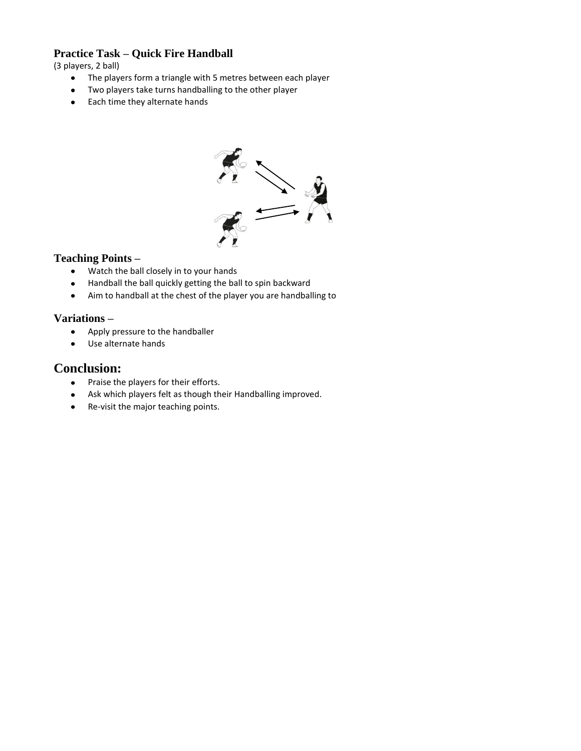## Practice Task – Quick Fire Handball

(3 players, 2 ball)

- The players form a triangle with 5 metres between each player
- Two players take turns handballing to the other player
- Each time they alternate hands

### Teaching Points –

- Watch the ball closely in to your hands
- Handball the ball quickly getting the ball to spin backward
- Aim to handball at the chest of the player you are handballing to

### Variations –

- Apply pressure to the handballer
- Use alternate hands

## Conclusion:

- Praise the players for their efforts.
- Ask which players felt as though their Handballing improved.
- Re-visit the major teaching points.